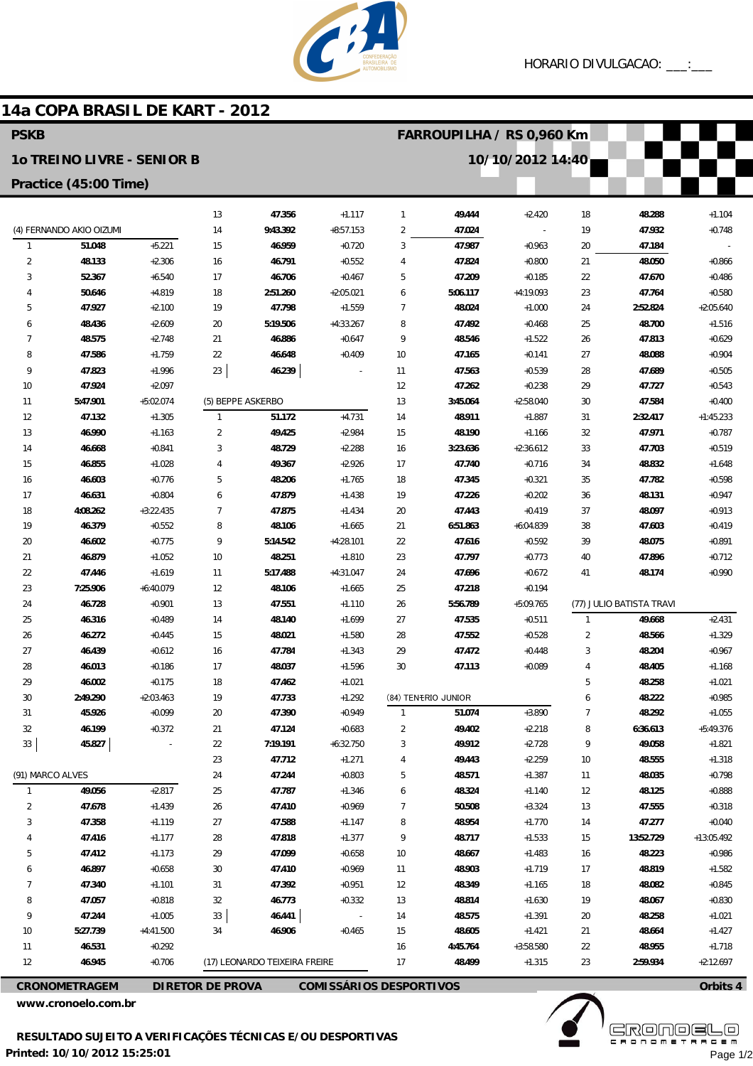HORARIO DIVULGACAO: ___:___

# 14a COPA BRASIL DE KART - 2012

**PSKB** — **FARROUPILHA / RS 0,960 Km**

**1o TREINO LIVRE - SENIOR B** — **10/10/2012 14:40**

**Practice (45:00 Time)**

## (4) FERNANDO AKIO OIZUMI

| Lap | Time | Diff |
|---|---|---|
| 1 | 51.048 | +5.221 |
| 2 | 48.133 | +2.306 |
| 3 | 52.367 | +6.540 |
| 4 | 50.646 | +4.819 |
| 5 | 47.927 | +2.100 |
| 6 | 48.436 | +2.609 |
| 7 | 48.575 | +2.748 |
| 8 | 47.586 | +1.759 |
| 9 | 47.823 | +1.996 |
| 10 | 47.924 | +2.097 |
| 11 | 5:47.901 | +5:02.074 |
| 12 | 47.132 | +1.305 |
| 13 | 46.990 | +1.163 |
| 14 | 46.668 | +0.841 |
| 15 | 46.855 | +1.028 |
| 16 | 46.603 | +0.776 |
| 17 | 46.631 | +0.804 |
| 18 | 4:08.262 | +3:22.435 |
| 19 | 46.379 | +0.552 |
| 20 | 46.602 | +0.775 |
| 21 | 46.879 | +1.052 |
| 22 | 47.446 | +1.619 |
| 23 | 7:25.906 | +6:40.079 |
| 24 | 46.728 | +0.901 |
| 25 | 46.316 | +0.489 |
| 26 | 46.272 | +0.445 |
| 27 | 46.439 | +0.612 |
| 28 | 46.013 | +0.186 |
| 29 | 46.002 | +0.175 |
| 30 | 2:49.290 | +2:03.463 |
| 31 | 45.926 | +0.099 |
| 32 | 46.199 | +0.372 |
| 33 | 45.827 | - |

## (91) MARCO ALVES

| Lap | Time | Diff |
|---|---|---|
| 1 | 49.056 | +2.817 |
| 2 | 47.678 | +1.439 |
| 3 | 47.358 | +1.119 |
| 4 | 47.416 | +1.177 |
| 5 | 47.412 | +1.173 |
| 6 | 46.897 | +0.658 |
| 7 | 47.340 | +1.101 |
| 8 | 47.057 | +0.818 |
| 9 | 47.244 | +1.005 |
| 10 | 5:27.739 | +4:41.500 |
| 11 | 46.531 | +0.292 |
| 12 | 46.945 | +0.706 |
| 13 | 47.356 | +1.117 |
| 14 | 9:43.392 | +8:57.153 |
| 15 | 46.959 | +0.720 |
| 16 | 46.791 | +0.552 |
| 17 | 46.706 | +0.467 |
| 18 | 2:51.260 | +2:05.021 |
| 19 | 47.798 | +1.559 |
| 20 | 5:19.506 | +4:33.267 |
| 21 | 46.886 | +0.647 |
| 22 | 46.648 | +0.409 |
| 23 | 46.239 | - |

## (5) BEPPE ASKERBO

| Lap | Time | Diff |
|---|---|---|
| 1 | 51.172 | +4.731 |
| 2 | 49.425 | +2.984 |
| 3 | 48.729 | +2.288 |
| 4 | 49.367 | +2.926 |
| 5 | 48.206 | +1.765 |
| 6 | 47.879 | +1.438 |
| 7 | 47.875 | +1.434 |
| 8 | 48.106 | +1.665 |
| 9 | 5:14.542 | +4:28.101 |
| 10 | 48.251 | +1.810 |
| 11 | 5:17.488 | +4:31.047 |
| 12 | 48.106 | +1.665 |
| 13 | 47.551 | +1.110 |
| 14 | 48.140 | +1.699 |
| 15 | 48.021 | +1.580 |
| 16 | 47.784 | +1.343 |
| 17 | 48.037 | +1.596 |
| 18 | 47.462 | +1.021 |
| 19 | 47.733 | +1.292 |
| 20 | 47.390 | +0.949 |
| 21 | 47.124 | +0.683 |
| 22 | 7:19.191 | +6:32.750 |
| 23 | 47.712 | +1.271 |
| 24 | 47.244 | +0.803 |
| 25 | 47.787 | +1.346 |
| 26 | 47.410 | +0.969 |
| 27 | 47.588 | +1.147 |
| 28 | 47.818 | +1.377 |
| 29 | 47.099 | +0.658 |
| 30 | 47.410 | +0.969 |
| 31 | 47.392 | +0.951 |
| 32 | 46.773 | +0.332 |
| 33 | 46.441 | - |
| 34 | 46.906 | +0.465 |

## (17) LEONARDO TEIXEIRA FREIRE

| Lap | Time | Diff |
|---|---|---|
| 1 | 49.444 | +2.420 |
| 2 | 47.024 | - |
| 3 | 47.987 | +0.963 |
| 4 | 47.824 | +0.800 |
| 5 | 47.209 | +0.185 |
| 6 | 5:06.117 | +4:19.093 |
| 7 | 48.024 | +1.000 |
| 8 | 47.492 | +0.468 |
| 9 | 48.546 | +1.522 |
| 10 | 47.165 | +0.141 |
| 11 | 47.563 | +0.539 |
| 12 | 47.262 | +0.238 |
| 13 | 3:45.064 | +2:58.040 |
| 14 | 48.911 | +1.887 |
| 15 | 48.190 | +1.166 |
| 16 | 3:23.636 | +2:36.612 |
| 17 | 47.740 | +0.716 |
| 18 | 47.345 | +0.321 |
| 19 | 47.226 | +0.202 |
| 20 | 47.443 | +0.419 |
| 21 | 6:51.863 | +6:04.839 |
| 22 | 47.616 | +0.592 |
| 23 | 47.797 | +0.773 |
| 24 | 47.696 | +0.672 |
| 25 | 47.218 | +0.194 |
| 26 | 5:56.789 | +5:09.765 |
| 27 | 47.535 | +0.511 |
| 28 | 47.552 | +0.528 |
| 29 | 47.472 | +0.448 |
| 30 | 47.113 | +0.089 |

## (84) TENÓRIO JUNIOR

| Lap | Time | Diff |
|---|---|---|
| 1 | 51.074 | +3.890 |
| 2 | 49.402 | +2.218 |
| 3 | 49.912 | +2.728 |
| 4 | 49.443 | +2.259 |
| 5 | 48.571 | +1.387 |
| 6 | 48.324 | +1.140 |
| 7 | 50.508 | +3.324 |
| 8 | 48.954 | +1.770 |
| 9 | 48.717 | +1.533 |
| 10 | 48.667 | +1.483 |
| 11 | 48.903 | +1.719 |
| 12 | 48.349 | +1.165 |
| 13 | 48.814 | +1.630 |
| 14 | 48.575 | +1.391 |
| 15 | 48.605 | +1.421 |
| 16 | 4:45.764 | +3:58.580 |
| 17 | 48.499 | +1.315 |
| 18 | 48.288 | +1.104 |
| 19 | 47.932 | +0.748 |
| 20 | 47.184 | - |
| 21 | 48.050 | +0.866 |
| 22 | 47.670 | +0.486 |
| 23 | 47.764 | +0.580 |
| 24 | 2:52.824 | +2:05.640 |
| 25 | 48.700 | +1.516 |
| 26 | 47.813 | +0.629 |
| 27 | 48.088 | +0.904 |
| 28 | 47.689 | +0.505 |
| 29 | 47.727 | +0.543 |
| 30 | 47.584 | +0.400 |
| 31 | 2:32.417 | +1:45.233 |
| 32 | 47.971 | +0.787 |
| 33 | 47.703 | +0.519 |
| 34 | 48.832 | +1.648 |
| 35 | 47.782 | +0.598 |
| 36 | 48.131 | +0.947 |
| 37 | 48.097 | +0.913 |
| 38 | 47.603 | +0.419 |
| 39 | 48.075 | +0.891 |
| 40 | 47.896 | +0.712 |
| 41 | 48.174 | +0.990 |

## (77) JULIO BATISTA TRAVI

| Lap | Time | Diff |
|---|---|---|
| 1 | 49.668 | +2.431 |
| 2 | 48.566 | +1.329 |
| 3 | 48.204 | +0.967 |
| 4 | 48.405 | +1.168 |
| 5 | 48.258 | +1.021 |
| 6 | 48.222 | +0.985 |
| 7 | 48.292 | +1.055 |
| 8 | 6:36.613 | +5:49.376 |
| 9 | 49.058 | +1.821 |
| 10 | 48.555 | +1.318 |
| 11 | 48.035 | +0.798 |
| 12 | 48.125 | +0.888 |
| 13 | 47.555 | +0.318 |
| 14 | 47.277 | +0.040 |
| 15 | 13:52.729 | +13:05.492 |
| 16 | 48.223 | +0.986 |
| 17 | 48.819 | +1.582 |
| 18 | 48.082 | +0.845 |
| 19 | 48.067 | +0.830 |
| 20 | 48.258 | +1.021 |
| 21 | 48.664 | +1.427 |
| 22 | 48.955 | +1.718 |
| 23 | 2:59.934 | +2:12.697 |

**CRONOMETRAGEM** **DIRETOR DE PROVA** **COMISSÁRIOS DESPORTIVOS** **Orbits 4**

www.cronoelo.com.br

**RESULTADO SUJEITO A VERIFICAÇÕES TÉCNICAS E/OU DESPORTIVAS**

**Printed: 10/10/2012 15:25:01**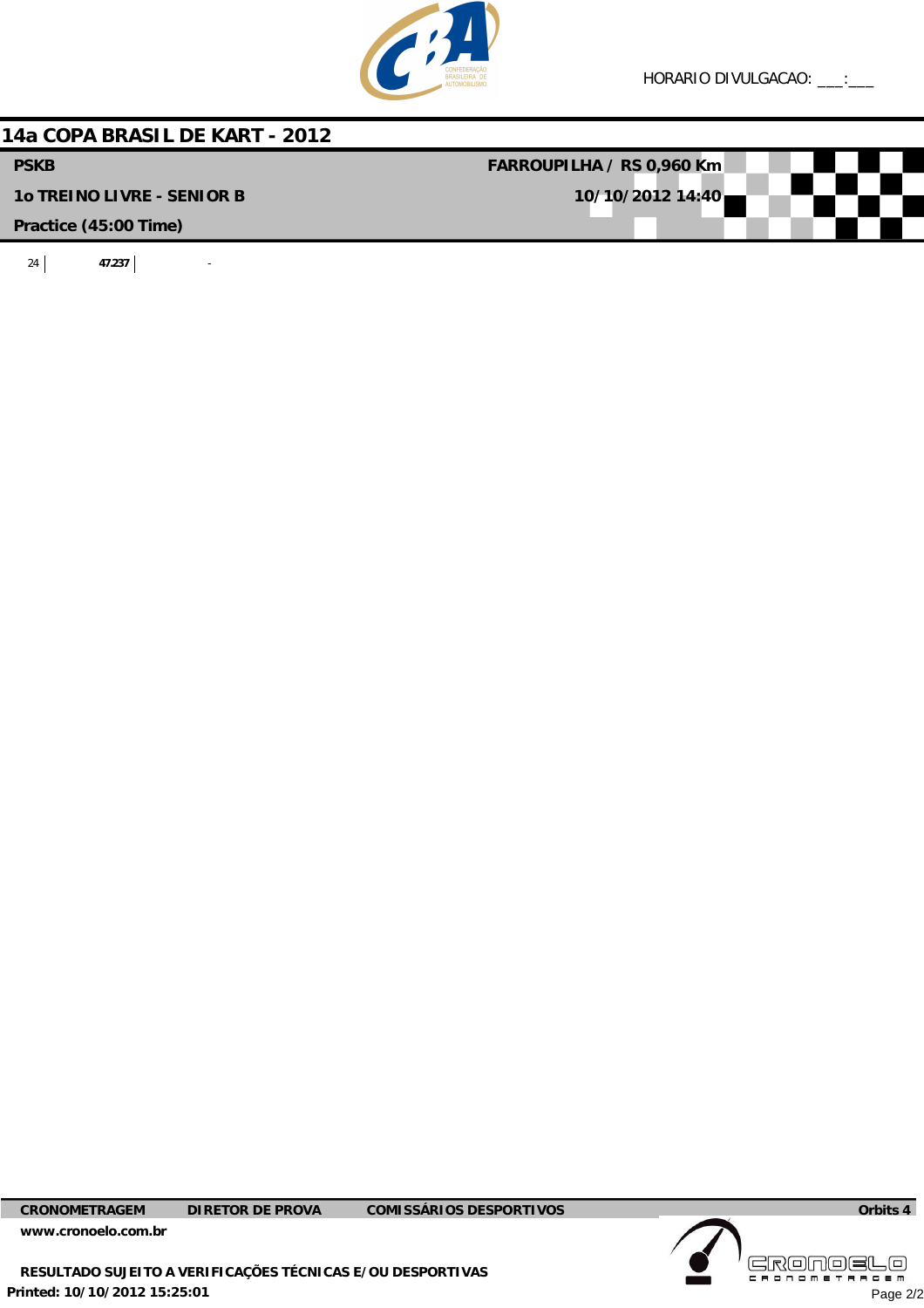HORARIO DIVULGACAO: ___:___

# 14a COPA BRASIL DE KART - 2012

**PSKB** — **FARROUPILHA / RS 0,960 Km**

**1o TREINO LIVRE - SENIOR B** — **10/10/2012 14:40**

**Practice (45:00 Time)**

| | | |
|---|---|---|
| 24 | **47.237** | - |

**CRONOMETRAGEM** | **DIRETOR DE PROVA** | **COMISSÁRIOS DESPORTIVOS** | **Orbits 4**

www.cronoelo.com.br

**RESULTADO SUJEITO A VERIFICAÇÕES TÉCNICAS E/OU DESPORTIVAS**

**Printed: 10/10/2012 15:25:01**